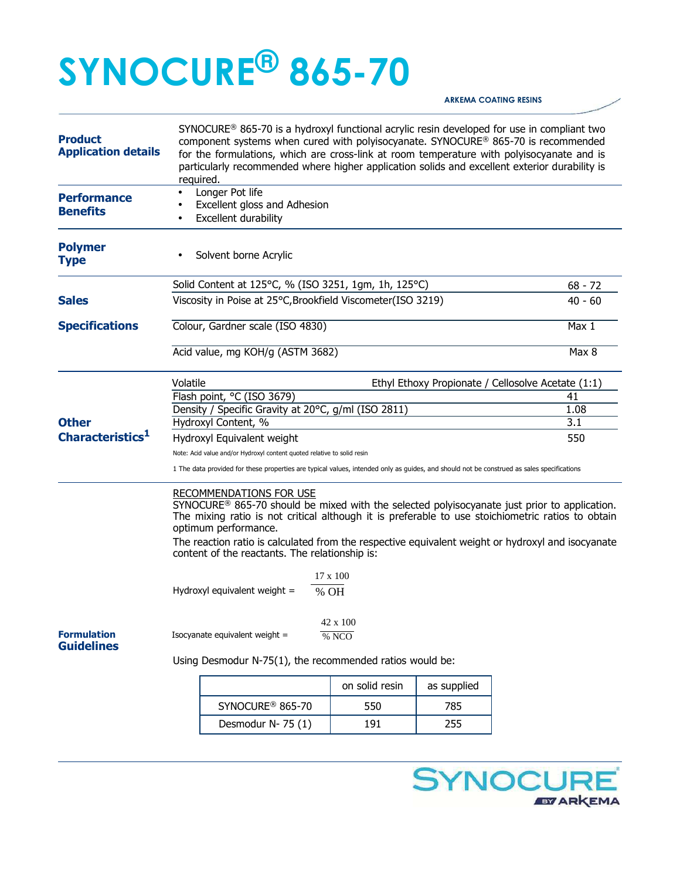# SYNOCURE® 865-70

ARKEMA COATING RESINS

| | |
|---|---|
| **Product Application details** | SYNOCURE® 865-70 is a hydroxyl functional acrylic resin developed for use in compliant two component systems when cured with polyisocyanate. SYNOCURE® 865-70 is recommended for the formulations, which are cross-link at room temperature with polyisocyanate and is particularly recommended where higher application solids and excellent exterior durability is required. |
| **Performance Benefits** | • Longer Pot life<br>• Excellent gloss and Adhesion<br>• Excellent durability |
| **Polymer Type** | • Solvent borne Acrylic |

## Sales Specifications

| Property | Value |
|---|---|
| Solid Content at 125°C, % (ISO 3251, 1gm, 1h, 125°C) | 68 - 72 |
| Viscosity in Poise at 25°C,Brookfield Viscometer(ISO 3219) | 40 - 60 |
| Colour, Gardner scale (ISO 4830) | Max 1 |
| Acid value, mg KOH/g (ASTM 3682) | Max 8 |

## Other Characteristics[1]

| Property | Value |
|---|---|
| Volatile | Ethyl Ethoxy Propionate / Cellosolve Acetate (1:1) |
| Flash point, °C (ISO 3679) | 41 |
| Density / Specific Gravity at 20°C, g/ml (ISO 2811) | 1.08 |
| Hydroxyl Content, % | 3.1 |
| Hydroxyl Equivalent weight | 550 |

Note: Acid value and/or Hydroxyl content quoted relative to solid resin

1 The data provided for these properties are typical values, intended only as guides, and should not be construed as sales specifications

## Formulation Guidelines

RECOMMENDATIONS FOR USE

SYNOCURE® 865-70 should be mixed with the selected polyisocyanate just prior to application. The mixing ratio is not critical although it is preferable to use stoichiometric ratios to obtain optimum performance.

The reaction ratio is calculated from the respective equivalent weight or hydroxyl and isocyanate content of the reactants. The relationship is:

$$\text{Hydroxyl equivalent weight} = \frac{17 \times 100}{\%\ OH}$$

$$\text{Isocyanate equivalent weight} = \frac{42 \times 100}{\%\ NCO}$$

Using Desmodur N-75(1), the recommended ratios would be:

| | on solid resin | as supplied |
|---|---|---|
| SYNOCURE® 865-70 | 550 | 785 |
| Desmodur N- 75 (1) | 191 | 255 |

SYNOCURE BY ARKEMA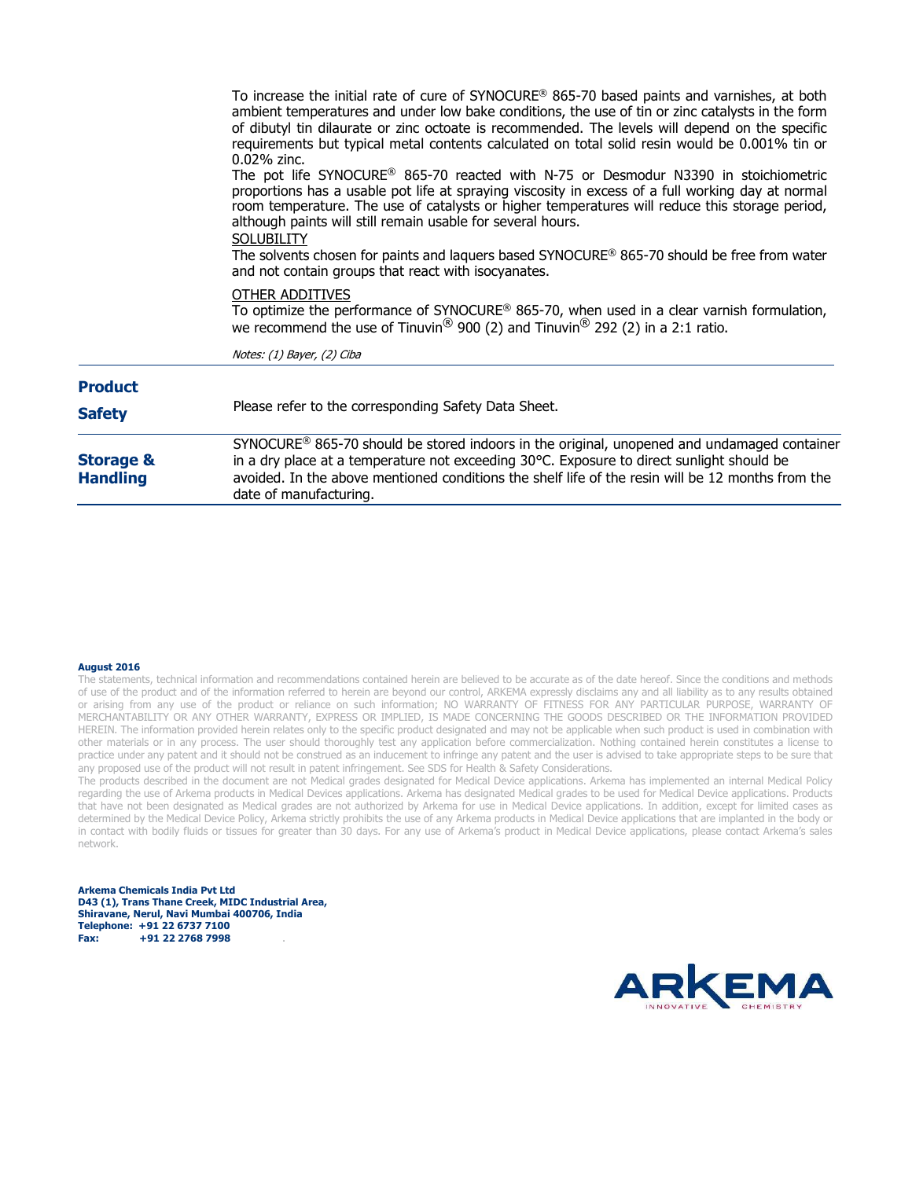To increase the initial rate of cure of SYNOCURE® 865-70 based paints and varnishes, at both ambient temperatures and under low bake conditions, the use of tin or zinc catalysts in the form of dibutyl tin dilaurate or zinc octoate is recommended. The levels will depend on the specific requirements but typical metal contents calculated on total solid resin would be 0.001% tin or 0.02% zinc.

The pot life SYNOCURE® 865-70 reacted with N-75 or Desmodur N3390 in stoichiometric proportions has a usable pot life at spraying viscosity in excess of a full working day at normal room temperature. The use of catalysts or higher temperatures will reduce this storage period, although paints will still remain usable for several hours.

SOLUBILITY

The solvents chosen for paints and laquers based SYNOCURE® 865-70 should be free from water and not contain groups that react with isocyanates.

OTHER ADDITIVES

To optimize the performance of SYNOCURE® 865-70, when used in a clear varnish formulation, we recommend the use of Tinuvin® 900 (2) and Tinuvin® 292 (2) in a 2:1 ratio.

*Notes: (1) Bayer, (2) Ciba*

## Product Safety

Please refer to the corresponding Safety Data Sheet.

## Storage & Handling

SYNOCURE® 865-70 should be stored indoors in the original, unopened and undamaged container in a dry place at a temperature not exceeding 30°C. Exposure to direct sunlight should be avoided. In the above mentioned conditions the shelf life of the resin will be 12 months from the date of manufacturing.

**August 2016**

The statements, technical information and recommendations contained herein are believed to be accurate as of the date hereof. Since the conditions and methods of use of the product and of the information referred to herein are beyond our control, ARKEMA expressly disclaims any and all liability as to any results obtained or arising from any use of the product or reliance on such information; NO WARRANTY OF FITNESS FOR ANY PARTICULAR PURPOSE, WARRANTY OF MERCHANTABILITY OR ANY OTHER WARRANTY, EXPRESS OR IMPLIED, IS MADE CONCERNING THE GOODS DESCRIBED OR THE INFORMATION PROVIDED HEREIN. The information provided herein relates only to the specific product designated and may not be applicable when such product is used in combination with other materials or in any process. The user should thoroughly test any application before commercialization. Nothing contained herein constitutes a license to practice under any patent and it should not be construed as an inducement to infringe any patent and the user is advised to take appropriate steps to be sure that any proposed use of the product will not result in patent infringement. See SDS for Health & Safety Considerations.

The products described in the document are not Medical grades designated for Medical Device applications. Arkema has implemented an internal Medical Policy regarding the use of Arkema products in Medical Devices applications. Arkema has designated Medical grades to be used for Medical Device applications. Products that have not been designated as Medical grades are not authorized by Arkema for use in Medical Device applications. In addition, except for limited cases as determined by the Medical Device Policy, Arkema strictly prohibits the use of any Arkema products in Medical Device applications that are implanted in the body or in contact with bodily fluids or tissues for greater than 30 days. For any use of Arkema's product in Medical Device applications, please contact Arkema's sales network.

**Arkema Chemicals India Pvt Ltd**
**D43 (1), Trans Thane Creek, MIDC Industrial Area,**
**Shiravane, Nerul, Navi Mumbai 400706, India**
**Telephone: +91 22 6737 7100**
**Fax: +91 22 2768 7998**

ARKEMA INNOVATIVE CHEMISTRY